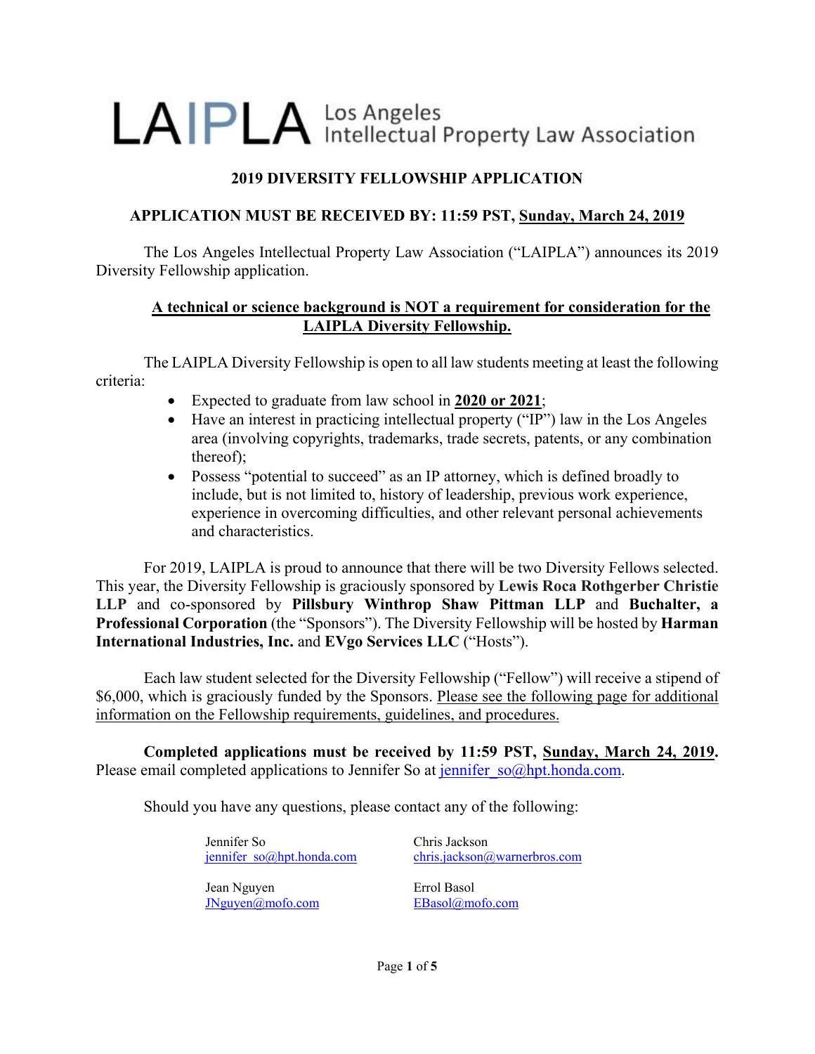# LAIPLA Los Angeles Intellectual Property Law Association

## 2019 DIVERSITY FELLOWSHIP APPLICATION

**APPLICATION MUST BE RECEIVED BY: 11:59 PST, Sunday, March 24, 2019**

The Los Angeles Intellectual Property Law Association ("LAIPLA") announces its 2019 Diversity Fellowship application.

**A technical or science background is NOT a requirement for consideration for the LAIPLA Diversity Fellowship.**

The LAIPLA Diversity Fellowship is open to all law students meeting at least the following criteria:

- Expected to graduate from law school in **2020 or 2021**;
- Have an interest in practicing intellectual property ("IP") law in the Los Angeles area (involving copyrights, trademarks, trade secrets, patents, or any combination thereof);
- Possess "potential to succeed" as an IP attorney, which is defined broadly to include, but is not limited to, history of leadership, previous work experience, experience in overcoming difficulties, and other relevant personal achievements and characteristics.

For 2019, LAIPLA is proud to announce that there will be two Diversity Fellows selected. This year, the Diversity Fellowship is graciously sponsored by **Lewis Roca Rothgerber Christie LLP** and co-sponsored by **Pillsbury Winthrop Shaw Pittman LLP** and **Buchalter, a Professional Corporation** (the "Sponsors"). The Diversity Fellowship will be hosted by **Harman International Industries, Inc.** and **EVgo Services LLC** ("Hosts").

Each law student selected for the Diversity Fellowship ("Fellow") will receive a stipend of $6,000, which is graciously funded by the Sponsors. Please see the following page for additional information on the Fellowship requirements, guidelines, and procedures.

**Completed applications must be received by 11:59 PST, Sunday, March 24, 2019.** Please email completed applications to Jennifer So at jennifer_so@hpt.honda.com.

Should you have any questions, please contact any of the following:

Jennifer So
jennifer_so@hpt.honda.com

Chris Jackson
chris.jackson@warnerbros.com

Jean Nguyen
JNguyen@mofo.com

Errol Basol
EBasol@mofo.com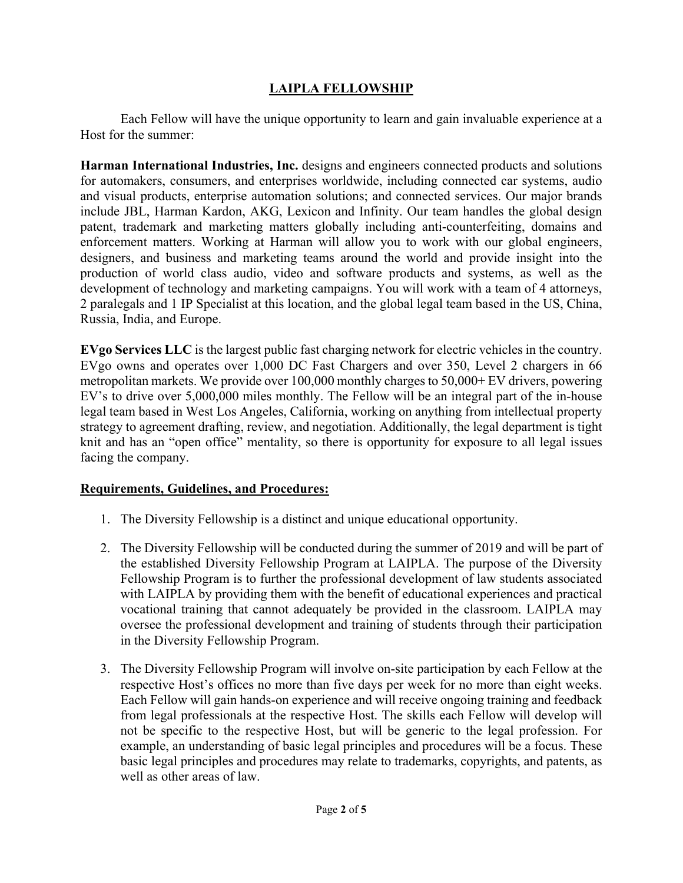## LAIPLA FELLOWSHIP

Each Fellow will have the unique opportunity to learn and gain invaluable experience at a Host for the summer:

**Harman International Industries, Inc.** designs and engineers connected products and solutions for automakers, consumers, and enterprises worldwide, including connected car systems, audio and visual products, enterprise automation solutions; and connected services. Our major brands include JBL, Harman Kardon, AKG, Lexicon and Infinity. Our team handles the global design patent, trademark and marketing matters globally including anti-counterfeiting, domains and enforcement matters. Working at Harman will allow you to work with our global engineers, designers, and business and marketing teams around the world and provide insight into the production of world class audio, video and software products and systems, as well as the development of technology and marketing campaigns. You will work with a team of 4 attorneys, 2 paralegals and 1 IP Specialist at this location, and the global legal team based in the US, China, Russia, India, and Europe.

**EVgo Services LLC** is the largest public fast charging network for electric vehicles in the country. EVgo owns and operates over 1,000 DC Fast Chargers and over 350, Level 2 chargers in 66 metropolitan markets. We provide over 100,000 monthly charges to 50,000+ EV drivers, powering EV's to drive over 5,000,000 miles monthly. The Fellow will be an integral part of the in-house legal team based in West Los Angeles, California, working on anything from intellectual property strategy to agreement drafting, review, and negotiation. Additionally, the legal department is tight knit and has an "open office" mentality, so there is opportunity for exposure to all legal issues facing the company.

### Requirements, Guidelines, and Procedures:

1. The Diversity Fellowship is a distinct and unique educational opportunity.

2. The Diversity Fellowship will be conducted during the summer of 2019 and will be part of the established Diversity Fellowship Program at LAIPLA. The purpose of the Diversity Fellowship Program is to further the professional development of law students associated with LAIPLA by providing them with the benefit of educational experiences and practical vocational training that cannot adequately be provided in the classroom. LAIPLA may oversee the professional development and training of students through their participation in the Diversity Fellowship Program.

3. The Diversity Fellowship Program will involve on-site participation by each Fellow at the respective Host's offices no more than five days per week for no more than eight weeks. Each Fellow will gain hands-on experience and will receive ongoing training and feedback from legal professionals at the respective Host. The skills each Fellow will develop will not be specific to the respective Host, but will be generic to the legal profession. For example, an understanding of basic legal principles and procedures will be a focus. These basic legal principles and procedures may relate to trademarks, copyrights, and patents, as well as other areas of law.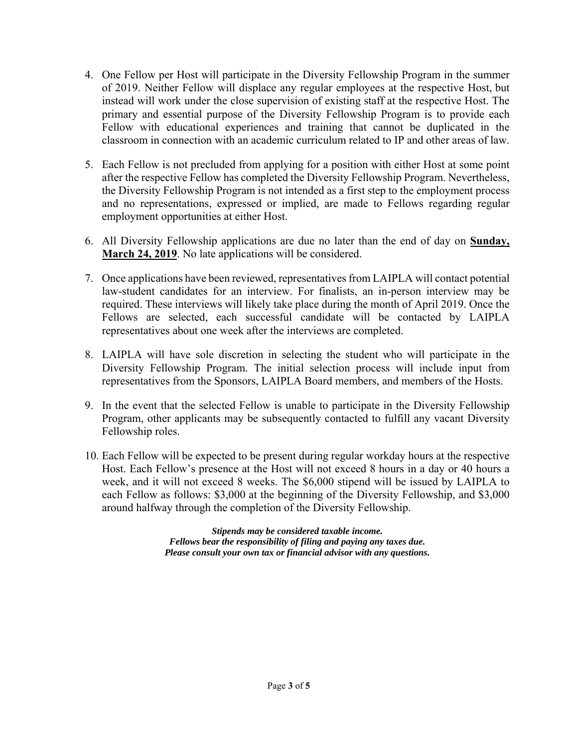4. One Fellow per Host will participate in the Diversity Fellowship Program in the summer of 2019. Neither Fellow will displace any regular employees at the respective Host, but instead will work under the close supervision of existing staff at the respective Host. The primary and essential purpose of the Diversity Fellowship Program is to provide each Fellow with educational experiences and training that cannot be duplicated in the classroom in connection with an academic curriculum related to IP and other areas of law.

5. Each Fellow is not precluded from applying for a position with either Host at some point after the respective Fellow has completed the Diversity Fellowship Program. Nevertheless, the Diversity Fellowship Program is not intended as a first step to the employment process and no representations, expressed or implied, are made to Fellows regarding regular employment opportunities at either Host.

6. All Diversity Fellowship applications are due no later than the end of day on **Sunday, March 24, 2019**. No late applications will be considered.

7. Once applications have been reviewed, representatives from LAIPLA will contact potential law-student candidates for an interview. For finalists, an in-person interview may be required. These interviews will likely take place during the month of April 2019. Once the Fellows are selected, each successful candidate will be contacted by LAIPLA representatives about one week after the interviews are completed.

8. LAIPLA will have sole discretion in selecting the student who will participate in the Diversity Fellowship Program. The initial selection process will include input from representatives from the Sponsors, LAIPLA Board members, and members of the Hosts.

9. In the event that the selected Fellow is unable to participate in the Diversity Fellowship Program, other applicants may be subsequently contacted to fulfill any vacant Diversity Fellowship roles.

10. Each Fellow will be expected to be present during regular workday hours at the respective Host. Each Fellow's presence at the Host will not exceed 8 hours in a day or 40 hours a week, and it will not exceed 8 weeks. The $6,000 stipend will be issued by LAIPLA to each Fellow as follows: $3,000 at the beginning of the Diversity Fellowship, and $3,000 around halfway through the completion of the Diversity Fellowship.

***Stipends may be considered taxable income.***
***Fellows bear the responsibility of filing and paying any taxes due.***
***Please consult your own tax or financial advisor with any questions.***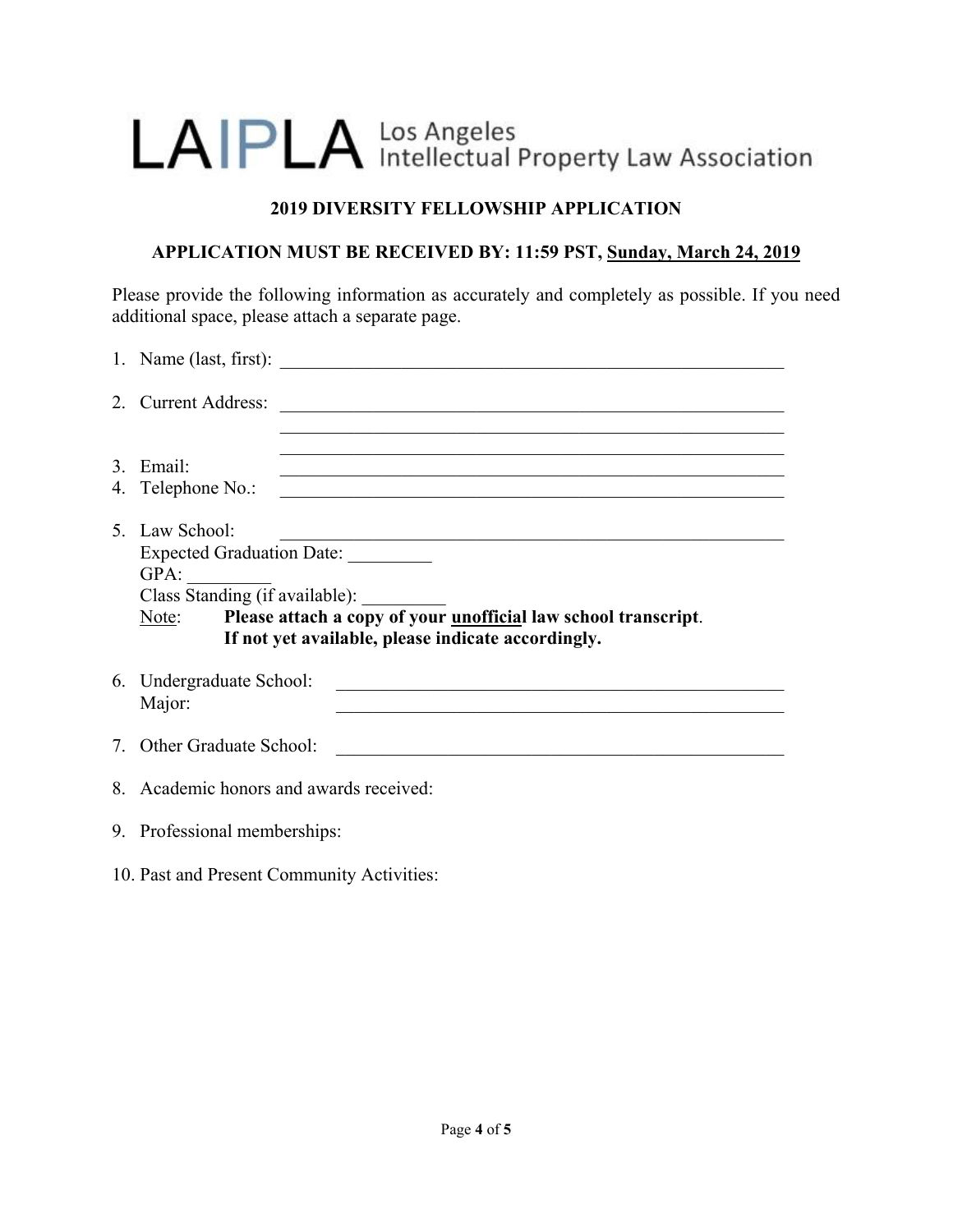# LA|PLA Los Angeles Intellectual Property Law Association

## 2019 DIVERSITY FELLOWSHIP APPLICATION

**APPLICATION MUST BE RECEIVED BY: 11:59 PST, Sunday, March 24, 2019**

Please provide the following information as accurately and completely as possible. If you need additional space, please attach a separate page.

1. Name (last, first): ____________________________________________________

2. Current Address: ____________________________________________________
   ____________________________________________________
   ____________________________________________________

3. Email: ____________________________________________________

4. Telephone No.: ____________________________________________________

5. Law School: ____________________________________________________
   Expected Graduation Date: _________
   GPA: _________
   Class Standing (if available): _________
   Note: **Please attach a copy of your unofficial law school transcript.**
   **If not yet available, please indicate accordingly.**

6. Undergraduate School: ______________________________________________
   Major: ______________________________________________

7. Other Graduate School: ______________________________________________

8. Academic honors and awards received:

9. Professional memberships:

10. Past and Present Community Activities: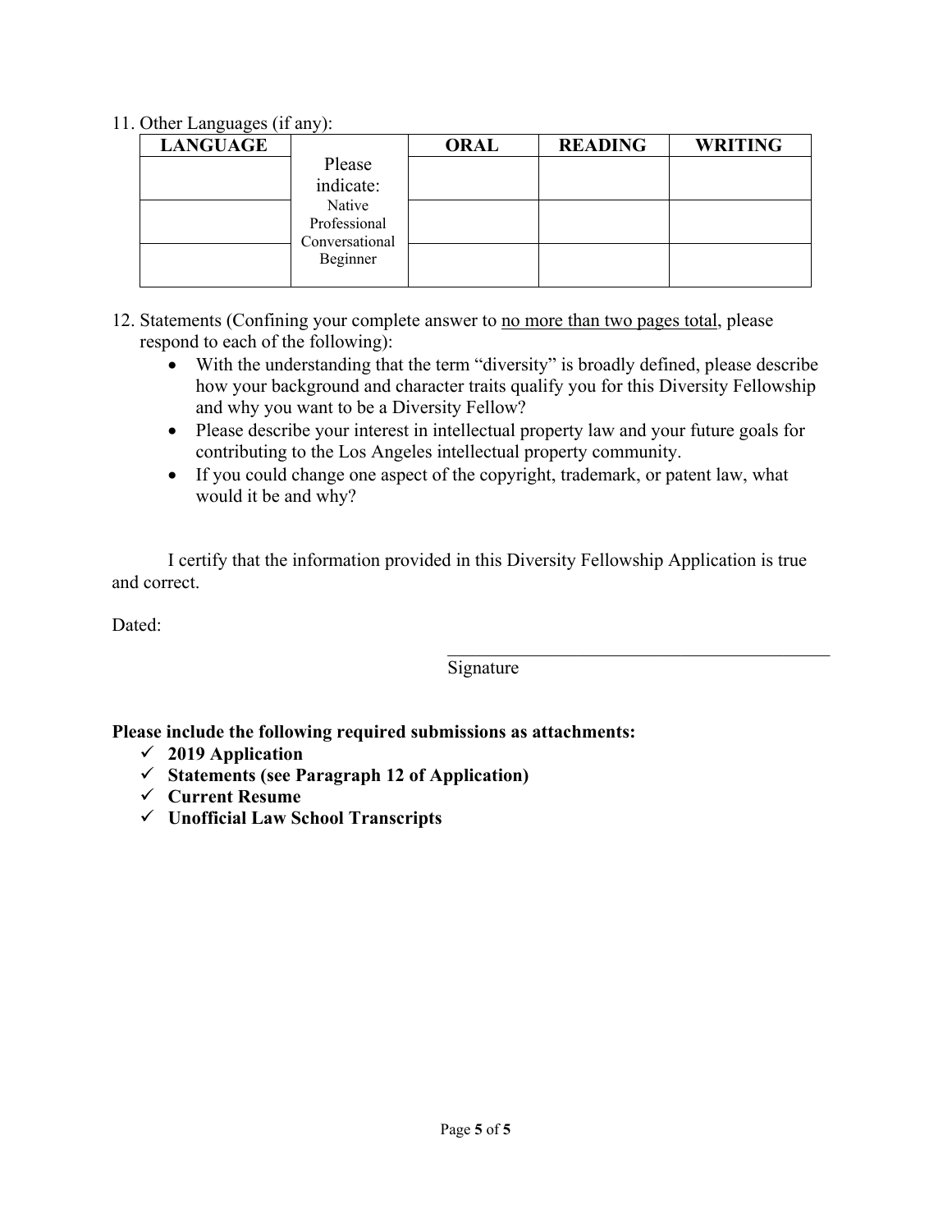11. Other Languages (if any):

| LANGUAGE | | ORAL | READING | WRITING |
|---|---|---|---|---|
| | Please indicate: Native Professional Conversational Beginner | | | |
| | | | | |
| | | | | |

12. Statements (Confining your complete answer to <u>no more than two pages total</u>, please respond to each of the following):
    - With the understanding that the term "diversity" is broadly defined, please describe how your background and character traits qualify you for this Diversity Fellowship and why you want to be a Diversity Fellow?
    - Please describe your interest in intellectual property law and your future goals for contributing to the Los Angeles intellectual property community.
    - If you could change one aspect of the copyright, trademark, or patent law, what would it be and why?

I certify that the information provided in this Diversity Fellowship Application is true and correct.

Dated:

\_\_\_\_\_\_\_\_\_\_\_\_\_\_\_\_\_\_\_\_\_\_\_\_\_\_\_\_\_\_\_\_\_\_\_\_\_\_\_\_\_\_
Signature

**Please include the following required submissions as attachments:**

- ✓ **2019 Application**
- ✓ **Statements (see Paragraph 12 of Application)**
- ✓ **Current Resume**
- ✓ **Unofficial Law School Transcripts**